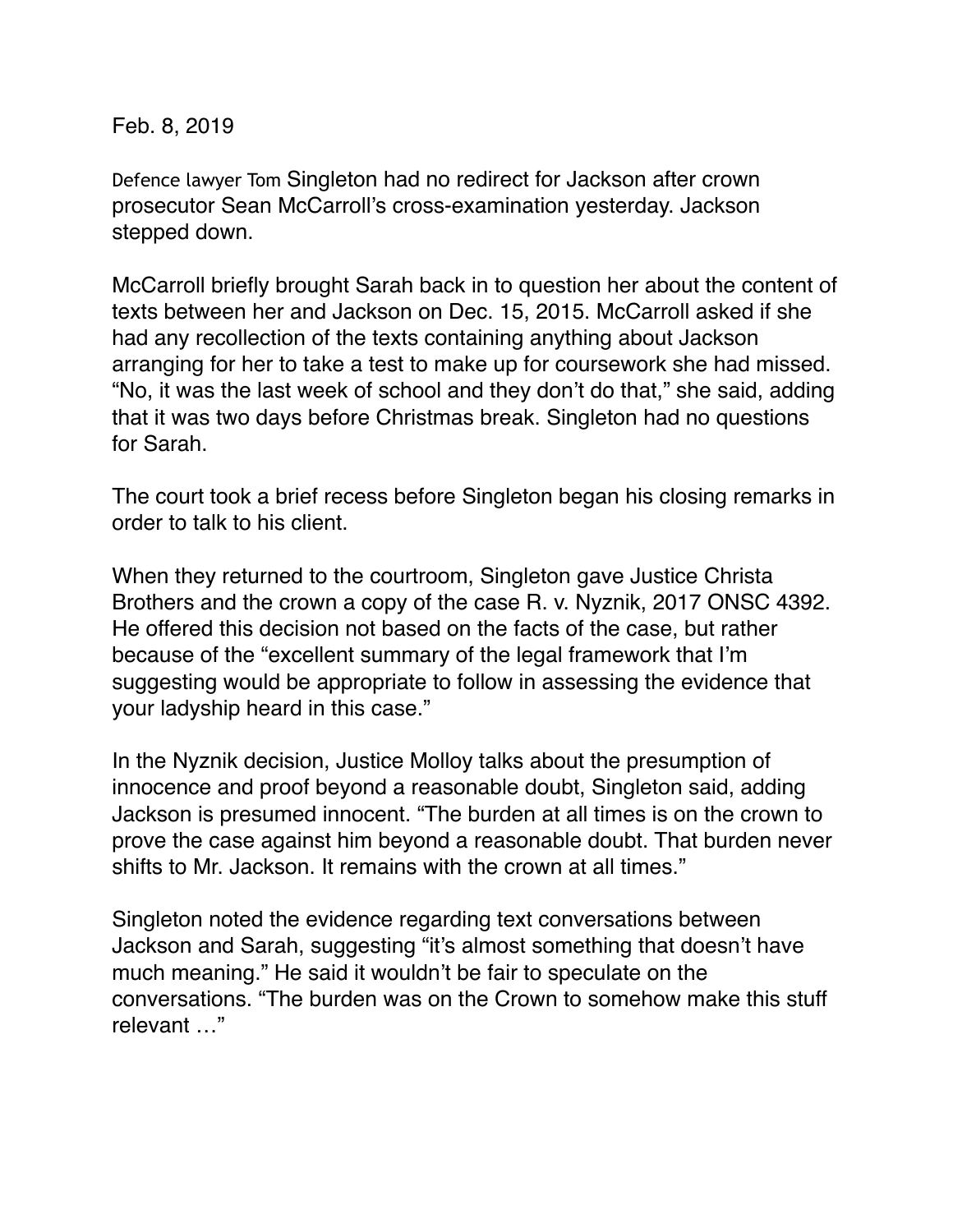Feb. 8, 2019

Defence lawyer Tom Singleton had no redirect for Jackson after crown prosecutor Sean McCarroll's cross-examination yesterday. Jackson stepped down.

McCarroll briefly brought Sarah back in to question her about the content of texts between her and Jackson on Dec. 15, 2015. McCarroll asked if she had any recollection of the texts containing anything about Jackson arranging for her to take a test to make up for coursework she had missed. "No, it was the last week of school and they don't do that," she said, adding that it was two days before Christmas break. Singleton had no questions for Sarah.

The court took a brief recess before Singleton began his closing remarks in order to talk to his client.

When they returned to the courtroom, Singleton gave Justice Christa Brothers and the crown a copy of the case R. v. Nyznik, 2017 ONSC 4392. He offered this decision not based on the facts of the case, but rather because of the "excellent summary of the legal framework that I'm suggesting would be appropriate to follow in assessing the evidence that your ladyship heard in this case."

In the Nyznik decision, Justice Molloy talks about the presumption of innocence and proof beyond a reasonable doubt, Singleton said, adding Jackson is presumed innocent. "The burden at all times is on the crown to prove the case against him beyond a reasonable doubt. That burden never shifts to Mr. Jackson. It remains with the crown at all times."

Singleton noted the evidence regarding text conversations between Jackson and Sarah, suggesting "it's almost something that doesn't have much meaning." He said it wouldn't be fair to speculate on the conversations. "The burden was on the Crown to somehow make this stuff relevant …"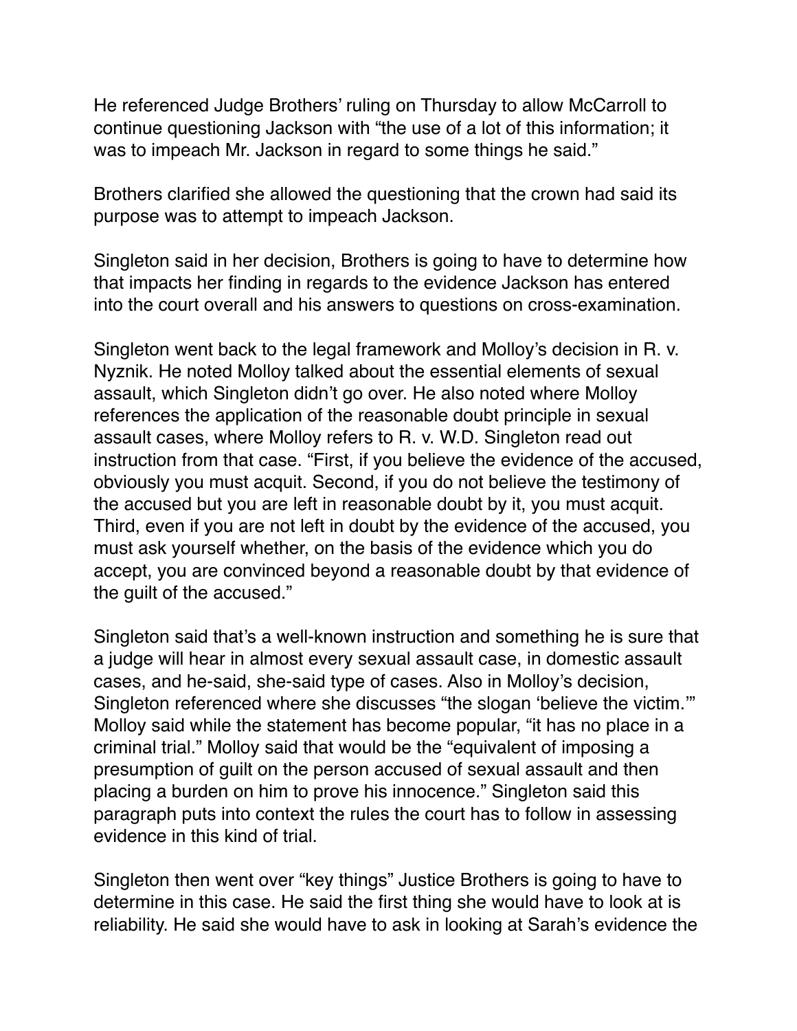He referenced Judge Brothers' ruling on Thursday to allow McCarroll to continue questioning Jackson with "the use of a lot of this information; it was to impeach Mr. Jackson in regard to some things he said."

Brothers clarified she allowed the questioning that the crown had said its purpose was to attempt to impeach Jackson.

Singleton said in her decision, Brothers is going to have to determine how that impacts her finding in regards to the evidence Jackson has entered into the court overall and his answers to questions on cross-examination.

Singleton went back to the legal framework and Molloy's decision in R. v. Nyznik. He noted Molloy talked about the essential elements of sexual assault, which Singleton didn't go over. He also noted where Molloy references the application of the reasonable doubt principle in sexual assault cases, where Molloy refers to R. v. W.D. Singleton read out instruction from that case. "First, if you believe the evidence of the accused, obviously you must acquit. Second, if you do not believe the testimony of the accused but you are left in reasonable doubt by it, you must acquit. Third, even if you are not left in doubt by the evidence of the accused, you must ask yourself whether, on the basis of the evidence which you do accept, you are convinced beyond a reasonable doubt by that evidence of the guilt of the accused."

Singleton said that's a well-known instruction and something he is sure that a judge will hear in almost every sexual assault case, in domestic assault cases, and he-said, she-said type of cases. Also in Molloy's decision, Singleton referenced where she discusses "the slogan 'believe the victim.'" Molloy said while the statement has become popular, "it has no place in a criminal trial." Molloy said that would be the "equivalent of imposing a presumption of guilt on the person accused of sexual assault and then placing a burden on him to prove his innocence." Singleton said this paragraph puts into context the rules the court has to follow in assessing evidence in this kind of trial.

Singleton then went over "key things" Justice Brothers is going to have to determine in this case. He said the first thing she would have to look at is reliability. He said she would have to ask in looking at Sarah's evidence the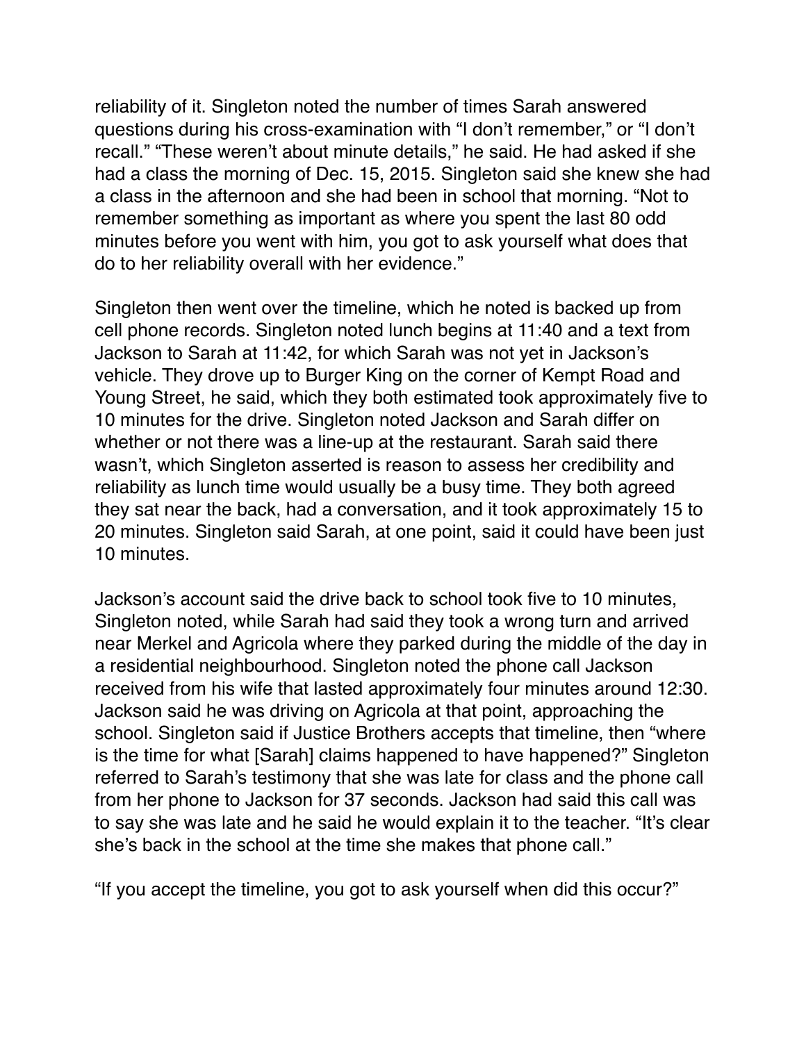reliability of it. Singleton noted the number of times Sarah answered questions during his cross-examination with “I don’t remember,” or “I don’t recall.” “These weren’t about minute details,” he said. He had asked if she had a class the morning of Dec. 15, 2015. Singleton said she knew she had a class in the afternoon and she had been in school that morning. “Not to remember something as important as where you spent the last 80 odd minutes before you went with him, you got to ask yourself what does that do to her reliability overall with her evidence.”

Singleton then went over the timeline, which he noted is backed up from cell phone records. Singleton noted lunch begins at 11:40 and a text from Jackson to Sarah at 11:42, for which Sarah was not yet in Jackson’s vehicle. They drove up to Burger King on the corner of Kempt Road and Young Street, he said, which they both estimated took approximately five to 10 minutes for the drive. Singleton noted Jackson and Sarah differ on whether or not there was a line-up at the restaurant. Sarah said there wasn’t, which Singleton asserted is reason to assess her credibility and reliability as lunch time would usually be a busy time. They both agreed they sat near the back, had a conversation, and it took approximately 15 to 20 minutes. Singleton said Sarah, at one point, said it could have been just 10 minutes.

Jackson’s account said the drive back to school took five to 10 minutes, Singleton noted, while Sarah had said they took a wrong turn and arrived near Merkel and Agricola where they parked during the middle of the day in a residential neighbourhood. Singleton noted the phone call Jackson received from his wife that lasted approximately four minutes around 12:30. Jackson said he was driving on Agricola at that point, approaching the school. Singleton said if Justice Brothers accepts that timeline, then “where is the time for what [Sarah] claims happened to have happened?” Singleton referred to Sarah’s testimony that she was late for class and the phone call from her phone to Jackson for 37 seconds. Jackson had said this call was to say she was late and he said he would explain it to the teacher. “It’s clear she’s back in the school at the time she makes that phone call.”

“If you accept the timeline, you got to ask yourself when did this occur?”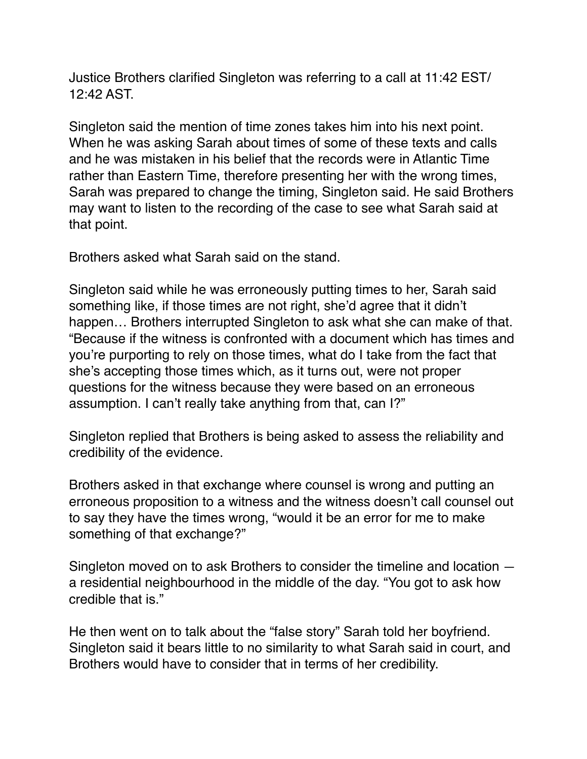Justice Brothers clarified Singleton was referring to a call at 11:42 EST/ 12:42 AST.

Singleton said the mention of time zones takes him into his next point. When he was asking Sarah about times of some of these texts and calls and he was mistaken in his belief that the records were in Atlantic Time rather than Eastern Time, therefore presenting her with the wrong times, Sarah was prepared to change the timing, Singleton said. He said Brothers may want to listen to the recording of the case to see what Sarah said at that point.

Brothers asked what Sarah said on the stand.

Singleton said while he was erroneously putting times to her, Sarah said something like, if those times are not right, she'd agree that it didn't happen… Brothers interrupted Singleton to ask what she can make of that. "Because if the witness is confronted with a document which has times and you're purporting to rely on those times, what do I take from the fact that she's accepting those times which, as it turns out, were not proper questions for the witness because they were based on an erroneous assumption. I can't really take anything from that, can I?"

Singleton replied that Brothers is being asked to assess the reliability and credibility of the evidence.

Brothers asked in that exchange where counsel is wrong and putting an erroneous proposition to a witness and the witness doesn't call counsel out to say they have the times wrong, "would it be an error for me to make something of that exchange?"

Singleton moved on to ask Brothers to consider the timeline and location — a residential neighbourhood in the middle of the day. "You got to ask how credible that is."

He then went on to talk about the "false story" Sarah told her boyfriend. Singleton said it bears little to no similarity to what Sarah said in court, and Brothers would have to consider that in terms of her credibility.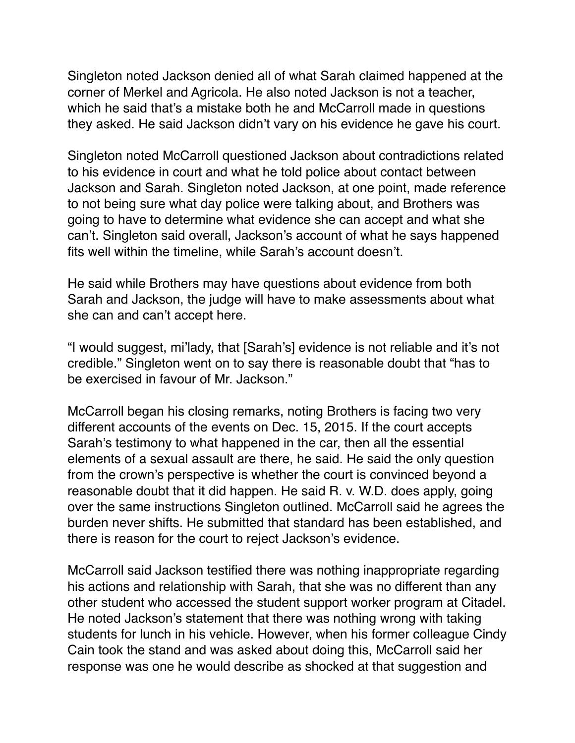Singleton noted Jackson denied all of what Sarah claimed happened at the corner of Merkel and Agricola. He also noted Jackson is not a teacher, which he said that's a mistake both he and McCarroll made in questions they asked. He said Jackson didn't vary on his evidence he gave his court.

Singleton noted McCarroll questioned Jackson about contradictions related to his evidence in court and what he told police about contact between Jackson and Sarah. Singleton noted Jackson, at one point, made reference to not being sure what day police were talking about, and Brothers was going to have to determine what evidence she can accept and what she can't. Singleton said overall, Jackson's account of what he says happened fits well within the timeline, while Sarah's account doesn't.

He said while Brothers may have questions about evidence from both Sarah and Jackson, the judge will have to make assessments about what she can and can't accept here.

"I would suggest, mi'lady, that [Sarah's] evidence is not reliable and it's not credible." Singleton went on to say there is reasonable doubt that "has to be exercised in favour of Mr. Jackson."

McCarroll began his closing remarks, noting Brothers is facing two very different accounts of the events on Dec. 15, 2015. If the court accepts Sarah's testimony to what happened in the car, then all the essential elements of a sexual assault are there, he said. He said the only question from the crown's perspective is whether the court is convinced beyond a reasonable doubt that it did happen. He said R. v. W.D. does apply, going over the same instructions Singleton outlined. McCarroll said he agrees the burden never shifts. He submitted that standard has been established, and there is reason for the court to reject Jackson's evidence.

McCarroll said Jackson testified there was nothing inappropriate regarding his actions and relationship with Sarah, that she was no different than any other student who accessed the student support worker program at Citadel. He noted Jackson's statement that there was nothing wrong with taking students for lunch in his vehicle. However, when his former colleague Cindy Cain took the stand and was asked about doing this, McCarroll said her response was one he would describe as shocked at that suggestion and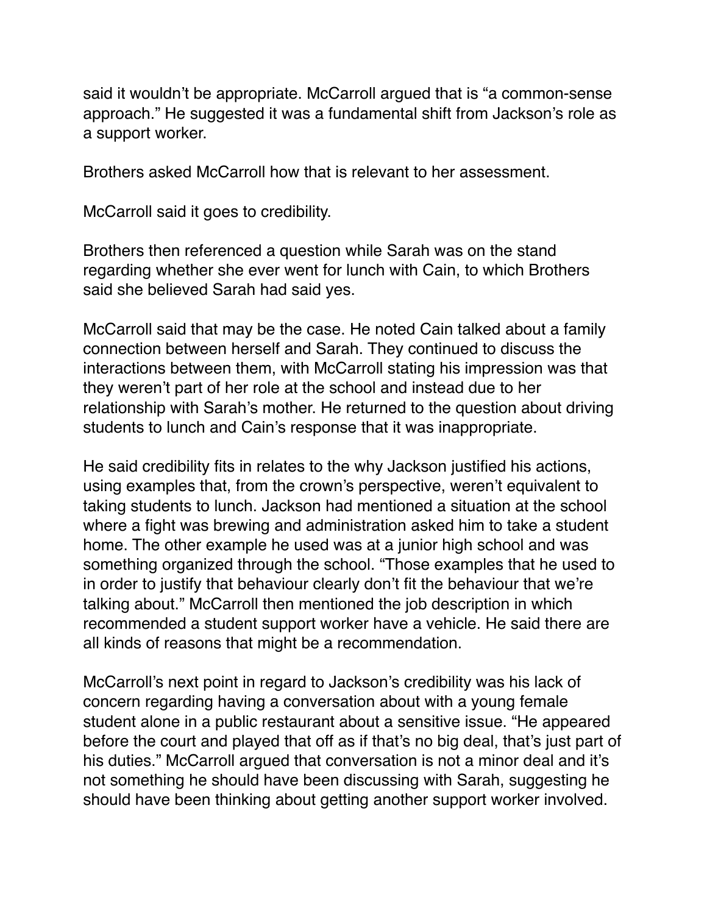said it wouldn't be appropriate. McCarroll argued that is "a common-sense approach." He suggested it was a fundamental shift from Jackson's role as a support worker.

Brothers asked McCarroll how that is relevant to her assessment.

McCarroll said it goes to credibility.

Brothers then referenced a question while Sarah was on the stand regarding whether she ever went for lunch with Cain, to which Brothers said she believed Sarah had said yes.

McCarroll said that may be the case. He noted Cain talked about a family connection between herself and Sarah. They continued to discuss the interactions between them, with McCarroll stating his impression was that they weren't part of her role at the school and instead due to her relationship with Sarah's mother. He returned to the question about driving students to lunch and Cain's response that it was inappropriate.

He said credibility fits in relates to the why Jackson justified his actions, using examples that, from the crown's perspective, weren't equivalent to taking students to lunch. Jackson had mentioned a situation at the school where a fight was brewing and administration asked him to take a student home. The other example he used was at a junior high school and was something organized through the school. "Those examples that he used to in order to justify that behaviour clearly don't fit the behaviour that we're talking about." McCarroll then mentioned the job description in which recommended a student support worker have a vehicle. He said there are all kinds of reasons that might be a recommendation.

McCarroll's next point in regard to Jackson's credibility was his lack of concern regarding having a conversation about with a young female student alone in a public restaurant about a sensitive issue. "He appeared before the court and played that off as if that's no big deal, that's just part of his duties." McCarroll argued that conversation is not a minor deal and it's not something he should have been discussing with Sarah, suggesting he should have been thinking about getting another support worker involved.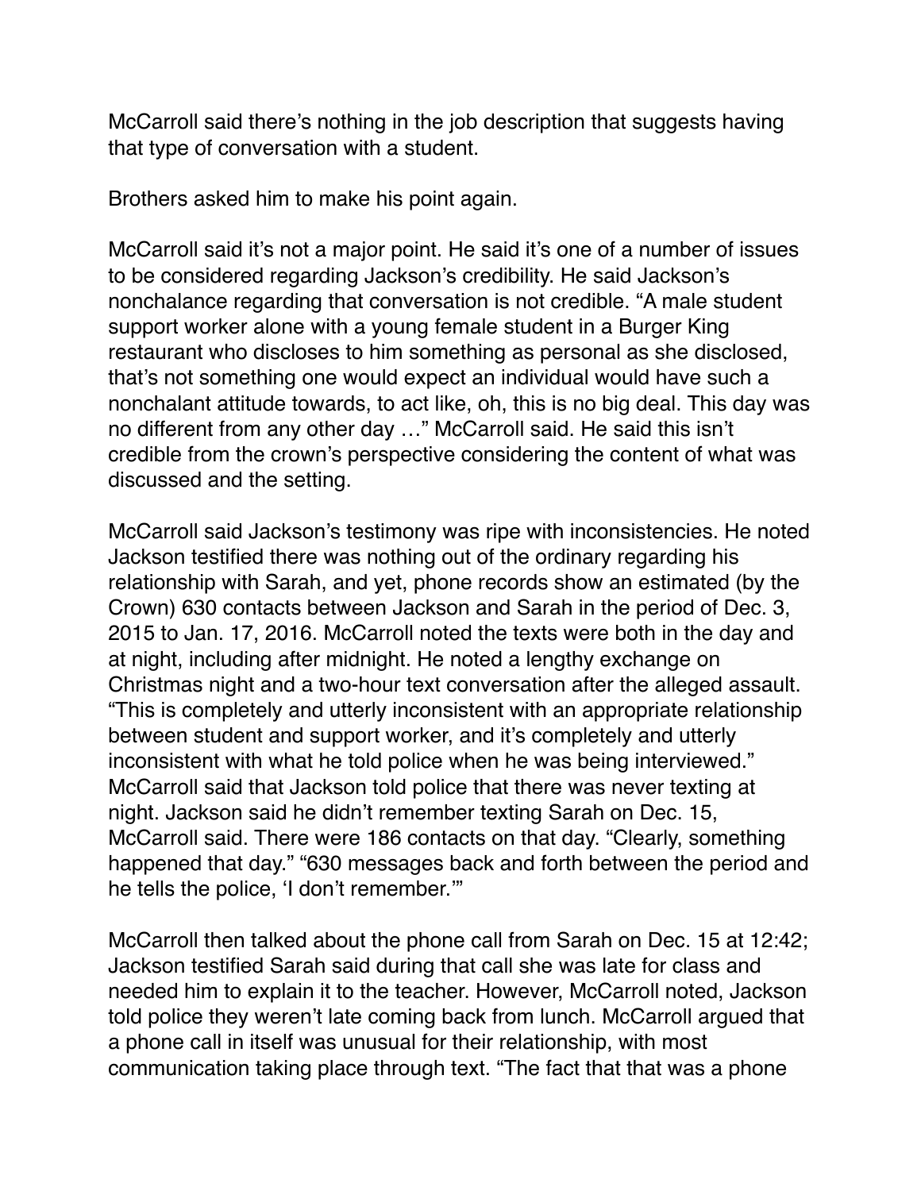McCarroll said there's nothing in the job description that suggests having that type of conversation with a student.

Brothers asked him to make his point again.

McCarroll said it's not a major point. He said it's one of a number of issues to be considered regarding Jackson's credibility. He said Jackson's nonchalance regarding that conversation is not credible. "A male student support worker alone with a young female student in a Burger King restaurant who discloses to him something as personal as she disclosed, that's not something one would expect an individual would have such a nonchalant attitude towards, to act like, oh, this is no big deal. This day was no different from any other day …" McCarroll said. He said this isn't credible from the crown's perspective considering the content of what was discussed and the setting.

McCarroll said Jackson's testimony was ripe with inconsistencies. He noted Jackson testified there was nothing out of the ordinary regarding his relationship with Sarah, and yet, phone records show an estimated (by the Crown) 630 contacts between Jackson and Sarah in the period of Dec. 3, 2015 to Jan. 17, 2016. McCarroll noted the texts were both in the day and at night, including after midnight. He noted a lengthy exchange on Christmas night and a two-hour text conversation after the alleged assault. "This is completely and utterly inconsistent with an appropriate relationship between student and support worker, and it's completely and utterly inconsistent with what he told police when he was being interviewed." McCarroll said that Jackson told police that there was never texting at night. Jackson said he didn't remember texting Sarah on Dec. 15, McCarroll said. There were 186 contacts on that day. "Clearly, something happened that day." "630 messages back and forth between the period and he tells the police, 'I don't remember.'"

McCarroll then talked about the phone call from Sarah on Dec. 15 at 12:42; Jackson testified Sarah said during that call she was late for class and needed him to explain it to the teacher. However, McCarroll noted, Jackson told police they weren't late coming back from lunch. McCarroll argued that a phone call in itself was unusual for their relationship, with most communication taking place through text. "The fact that that was a phone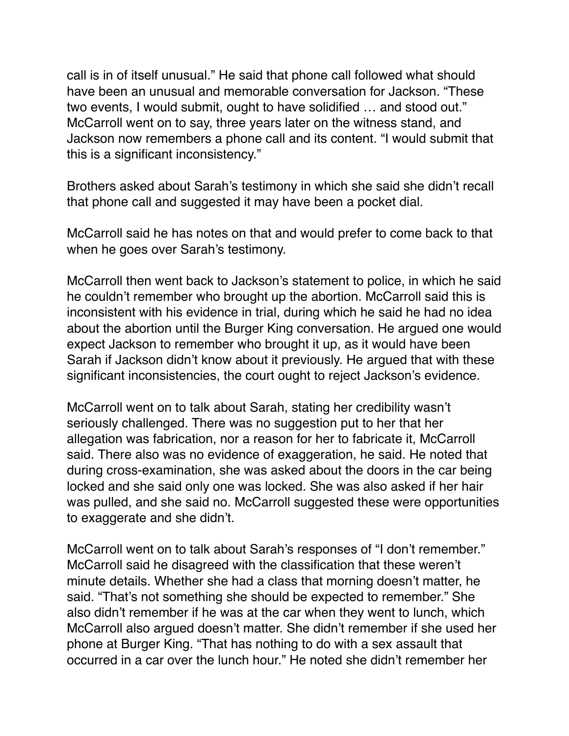call is in of itself unusual." He said that phone call followed what should have been an unusual and memorable conversation for Jackson. "These two events, I would submit, ought to have solidified … and stood out." McCarroll went on to say, three years later on the witness stand, and Jackson now remembers a phone call and its content. "I would submit that this is a significant inconsistency."

Brothers asked about Sarah's testimony in which she said she didn't recall that phone call and suggested it may have been a pocket dial.

McCarroll said he has notes on that and would prefer to come back to that when he goes over Sarah's testimony.

McCarroll then went back to Jackson's statement to police, in which he said he couldn't remember who brought up the abortion. McCarroll said this is inconsistent with his evidence in trial, during which he said he had no idea about the abortion until the Burger King conversation. He argued one would expect Jackson to remember who brought it up, as it would have been Sarah if Jackson didn't know about it previously. He argued that with these significant inconsistencies, the court ought to reject Jackson's evidence.

McCarroll went on to talk about Sarah, stating her credibility wasn't seriously challenged. There was no suggestion put to her that her allegation was fabrication, nor a reason for her to fabricate it, McCarroll said. There also was no evidence of exaggeration, he said. He noted that during cross-examination, she was asked about the doors in the car being locked and she said only one was locked. She was also asked if her hair was pulled, and she said no. McCarroll suggested these were opportunities to exaggerate and she didn't.

McCarroll went on to talk about Sarah's responses of "I don't remember." McCarroll said he disagreed with the classification that these weren't minute details. Whether she had a class that morning doesn't matter, he said. "That's not something she should be expected to remember." She also didn't remember if he was at the car when they went to lunch, which McCarroll also argued doesn't matter. She didn't remember if she used her phone at Burger King. "That has nothing to do with a sex assault that occurred in a car over the lunch hour." He noted she didn't remember her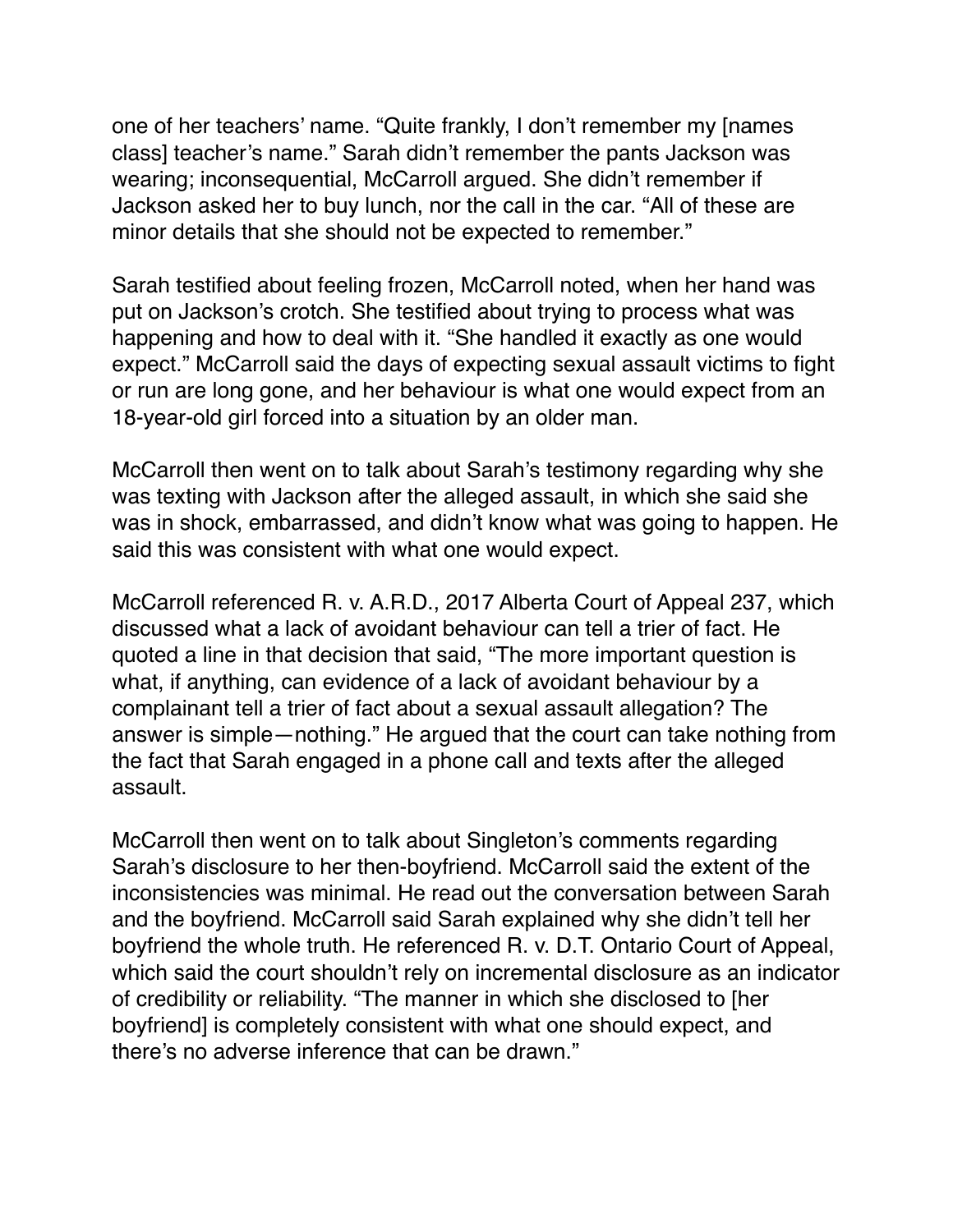one of her teachers' name. "Quite frankly, I don't remember my [names class] teacher's name." Sarah didn't remember the pants Jackson was wearing; inconsequential, McCarroll argued. She didn't remember if Jackson asked her to buy lunch, nor the call in the car. "All of these are minor details that she should not be expected to remember."

Sarah testified about feeling frozen, McCarroll noted, when her hand was put on Jackson's crotch. She testified about trying to process what was happening and how to deal with it. "She handled it exactly as one would expect." McCarroll said the days of expecting sexual assault victims to fight or run are long gone, and her behaviour is what one would expect from an 18-year-old girl forced into a situation by an older man.

McCarroll then went on to talk about Sarah's testimony regarding why she was texting with Jackson after the alleged assault, in which she said she was in shock, embarrassed, and didn't know what was going to happen. He said this was consistent with what one would expect.

McCarroll referenced R. v. A.R.D., 2017 Alberta Court of Appeal 237, which discussed what a lack of avoidant behaviour can tell a trier of fact. He quoted a line in that decision that said, "The more important question is what, if anything, can evidence of a lack of avoidant behaviour by a complainant tell a trier of fact about a sexual assault allegation? The answer is simple—nothing." He argued that the court can take nothing from the fact that Sarah engaged in a phone call and texts after the alleged assault.

McCarroll then went on to talk about Singleton's comments regarding Sarah's disclosure to her then-boyfriend. McCarroll said the extent of the inconsistencies was minimal. He read out the conversation between Sarah and the boyfriend. McCarroll said Sarah explained why she didn't tell her boyfriend the whole truth. He referenced R. v. D.T. Ontario Court of Appeal, which said the court shouldn't rely on incremental disclosure as an indicator of credibility or reliability. "The manner in which she disclosed to [her boyfriend] is completely consistent with what one should expect, and there's no adverse inference that can be drawn."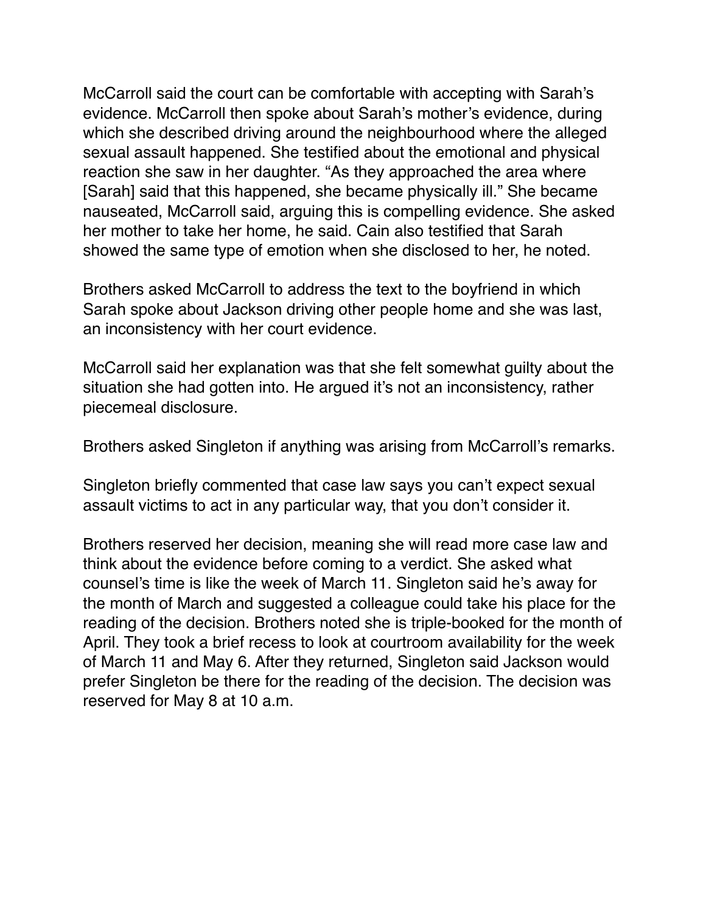McCarroll said the court can be comfortable with accepting with Sarah's evidence. McCarroll then spoke about Sarah's mother's evidence, during which she described driving around the neighbourhood where the alleged sexual assault happened. She testified about the emotional and physical reaction she saw in her daughter. "As they approached the area where [Sarah] said that this happened, she became physically ill." She became nauseated, McCarroll said, arguing this is compelling evidence. She asked her mother to take her home, he said. Cain also testified that Sarah showed the same type of emotion when she disclosed to her, he noted.

Brothers asked McCarroll to address the text to the boyfriend in which Sarah spoke about Jackson driving other people home and she was last, an inconsistency with her court evidence.

McCarroll said her explanation was that she felt somewhat guilty about the situation she had gotten into. He argued it's not an inconsistency, rather piecemeal disclosure.

Brothers asked Singleton if anything was arising from McCarroll's remarks.

Singleton briefly commented that case law says you can't expect sexual assault victims to act in any particular way, that you don't consider it.

Brothers reserved her decision, meaning she will read more case law and think about the evidence before coming to a verdict. She asked what counsel's time is like the week of March 11. Singleton said he's away for the month of March and suggested a colleague could take his place for the reading of the decision. Brothers noted she is triple-booked for the month of April. They took a brief recess to look at courtroom availability for the week of March 11 and May 6. After they returned, Singleton said Jackson would prefer Singleton be there for the reading of the decision. The decision was reserved for May 8 at 10 a.m.